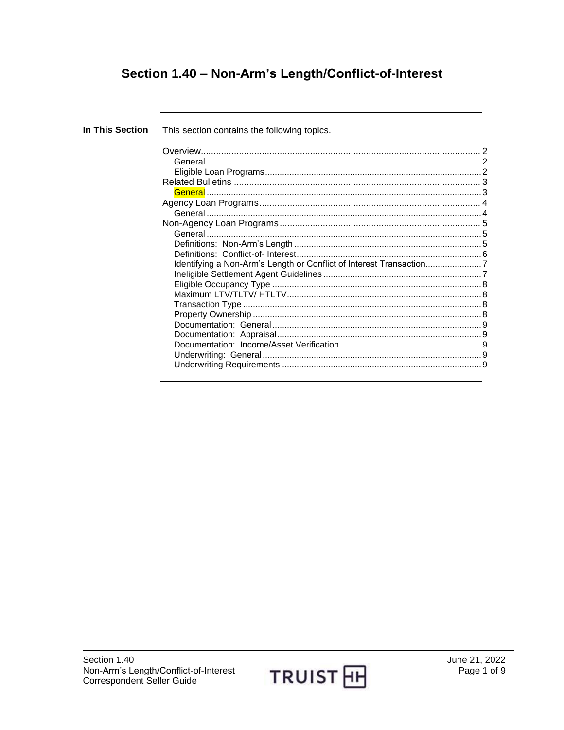# Section 1.40 – Non-Arm's Length/Conflict-of-Interest

**In This Section** This section contains the following topics.

- Overview ..... 2
  - General ..... 2
  - Eligible Loan Programs ..... 2
- Related Bulletins ..... 3
  - General ..... 3
- Agency Loan Programs ..... 4
  - General ..... 4
- Non-Agency Loan Programs ..... 5
  - General ..... 5
  - Definitions: Non-Arm's Length ..... 5
  - Definitions: Conflict-of- Interest ..... 6
  - Identifying a Non-Arm's Length or Conflict of Interest Transaction ..... 7
  - Ineligible Settlement Agent Guidelines ..... 7
  - Eligible Occupancy Type ..... 8
  - Maximum LTV/TLTV/ HTLTV ..... 8
  - Transaction Type ..... 8
  - Property Ownership ..... 8
  - Documentation: General ..... 9
  - Documentation: Appraisal ..... 9
  - Documentation: Income/Asset Verification ..... 9
  - Underwriting: General ..... 9
  - Underwriting Requirements ..... 9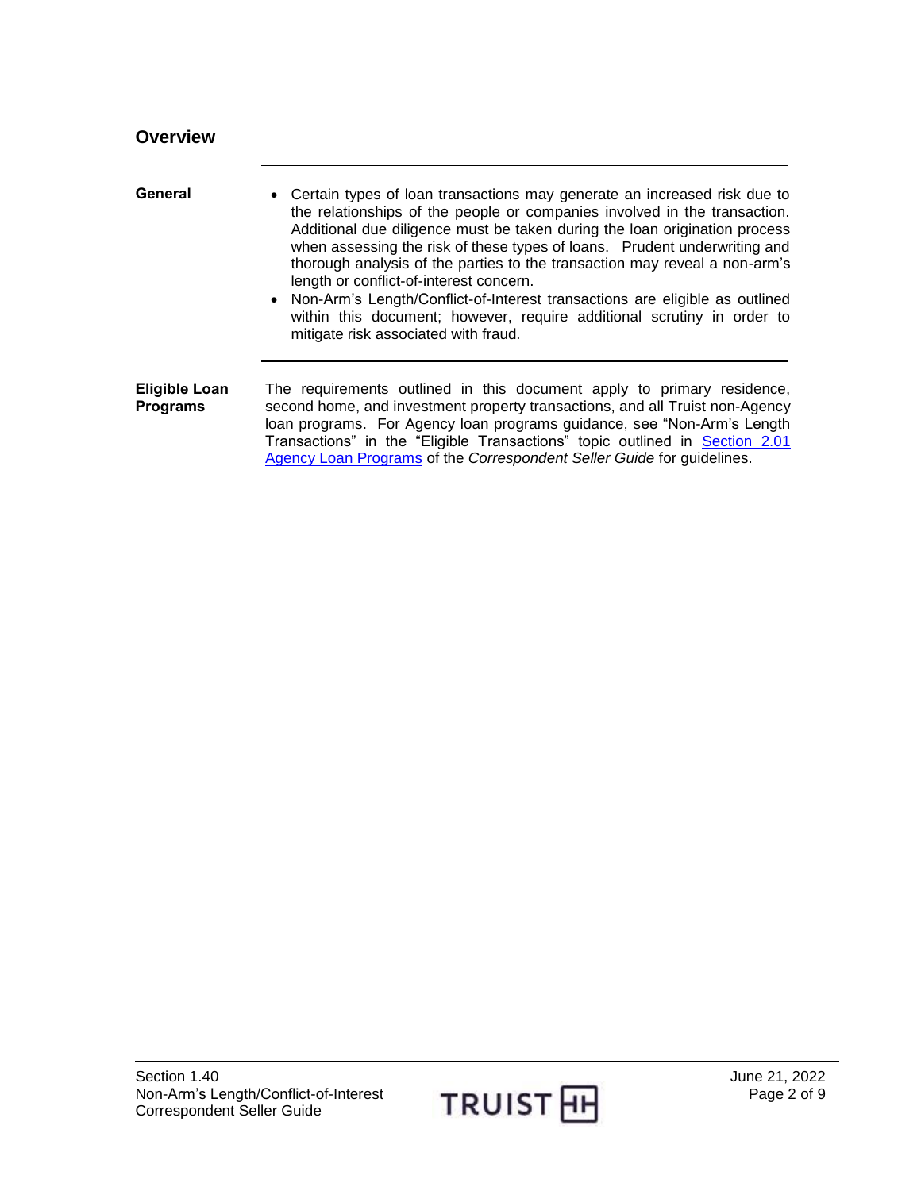## Overview

**General**

- Certain types of loan transactions may generate an increased risk due to the relationships of the people or companies involved in the transaction. Additional due diligence must be taken during the loan origination process when assessing the risk of these types of loans. Prudent underwriting and thorough analysis of the parties to the transaction may reveal a non-arm's length or conflict-of-interest concern.
- Non-Arm's Length/Conflict-of-Interest transactions are eligible as outlined within this document; however, require additional scrutiny in order to mitigate risk associated with fraud.

**Eligible Loan Programs**

The requirements outlined in this document apply to primary residence, second home, and investment property transactions, and all Truist non-Agency loan programs. For Agency loan programs guidance, see "Non-Arm's Length Transactions" in the "Eligible Transactions" topic outlined in Section 2.01 Agency Loan Programs of the *Correspondent Seller Guide* for guidelines.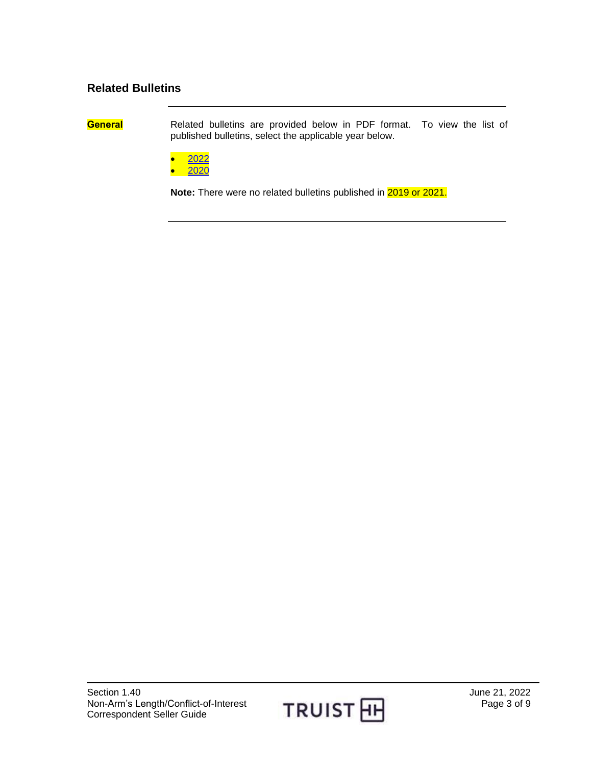## Related Bulletins

**General**

Related bulletins are provided below in PDF format. To view the list of published bulletins, select the applicable year below.

- 2022
- 2020

**Note:** There were no related bulletins published in 2019 or 2021.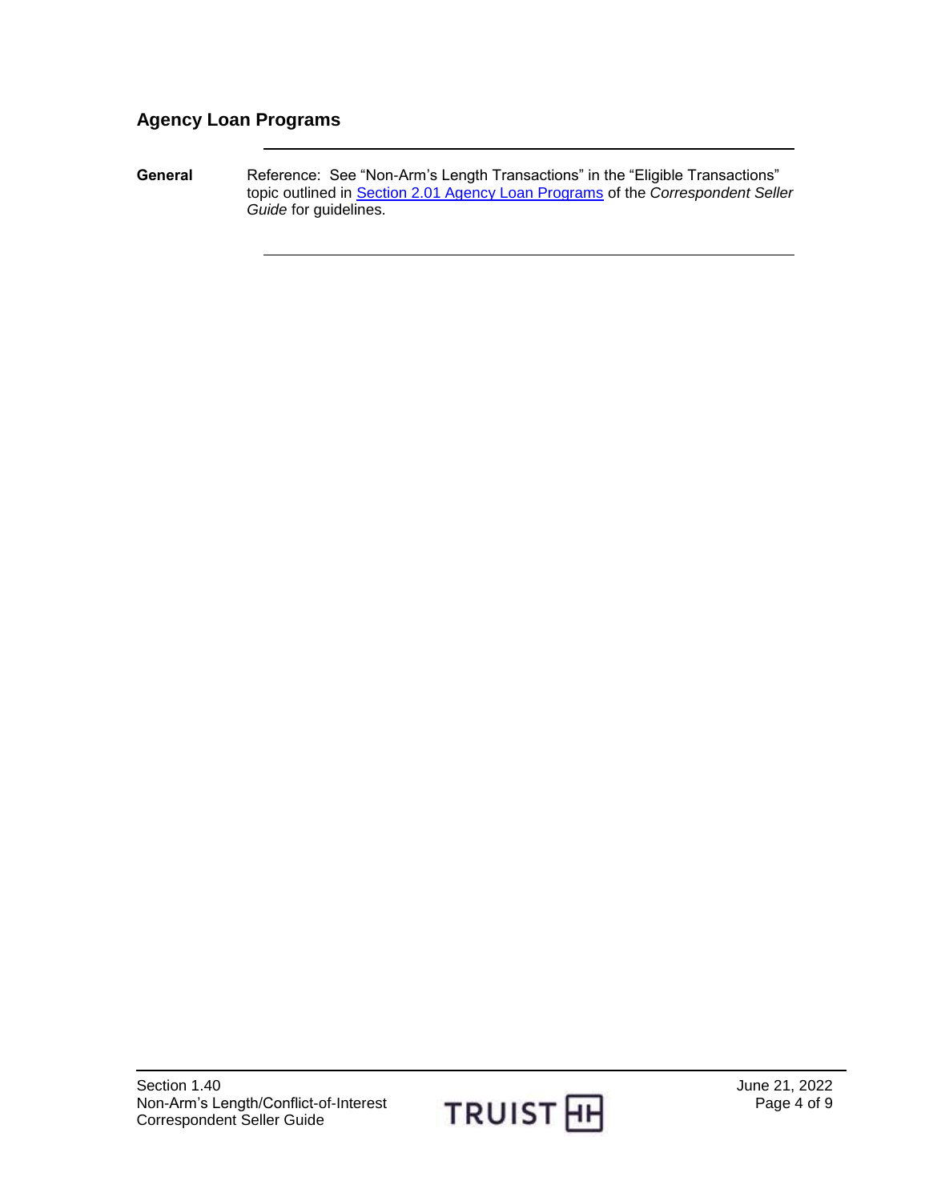## Agency Loan Programs

**General**

Reference: See “Non-Arm’s Length Transactions” in the “Eligible Transactions” topic outlined in Section 2.01 Agency Loan Programs of the *Correspondent Seller Guide* for guidelines.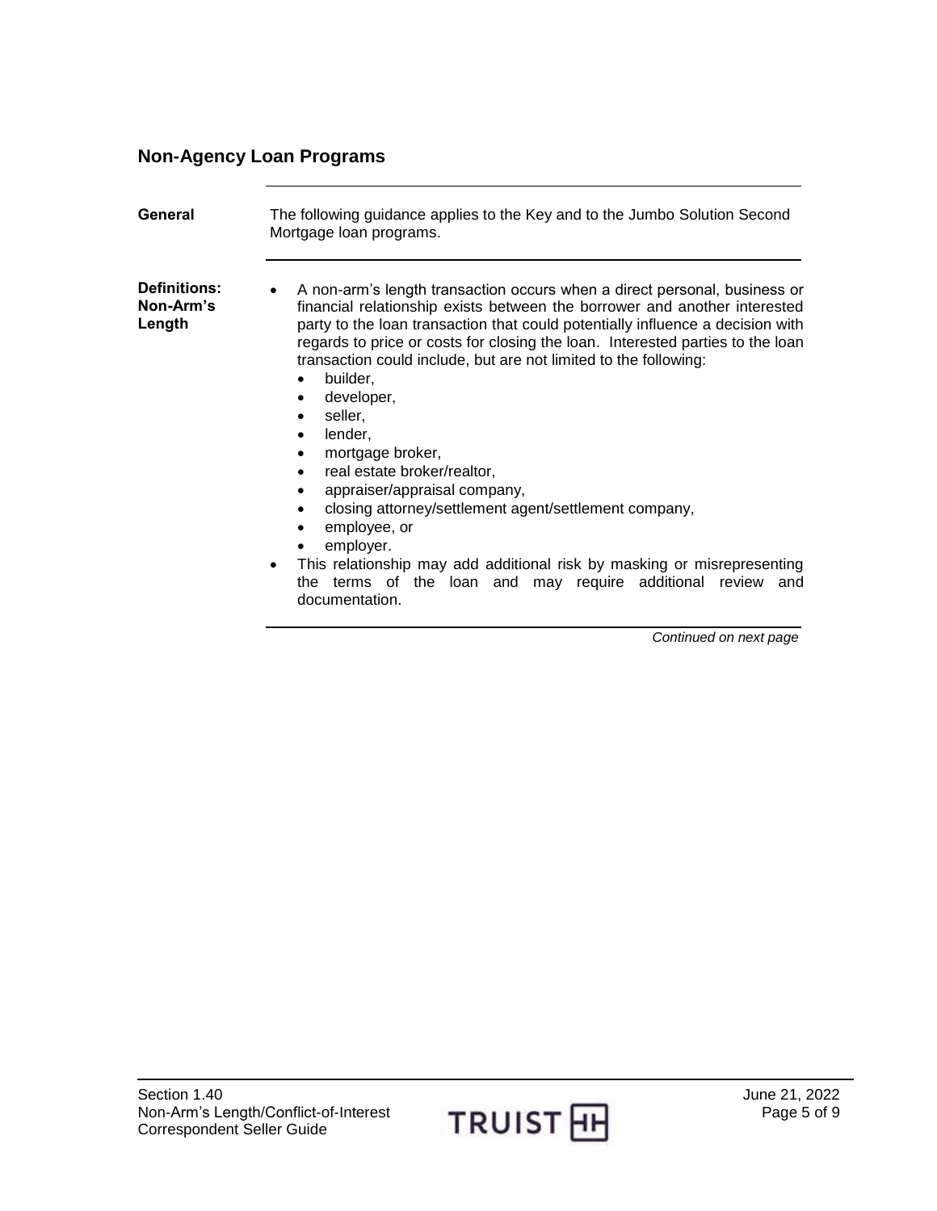## Non-Agency Loan Programs

**General**

The following guidance applies to the Key and to the Jumbo Solution Second Mortgage loan programs.

**Definitions: Non-Arm's Length**

- A non-arm's length transaction occurs when a direct personal, business or financial relationship exists between the borrower and another interested party to the loan transaction that could potentially influence a decision with regards to price or costs for closing the loan. Interested parties to the loan transaction could include, but are not limited to the following:
  - builder,
  - developer,
  - seller,
  - lender,
  - mortgage broker,
  - real estate broker/realtor,
  - appraiser/appraisal company,
  - closing attorney/settlement agent/settlement company,
  - employee, or
  - employer.
- This relationship may add additional risk by masking or misrepresenting the terms of the loan and may require additional review and documentation.

*Continued on next page*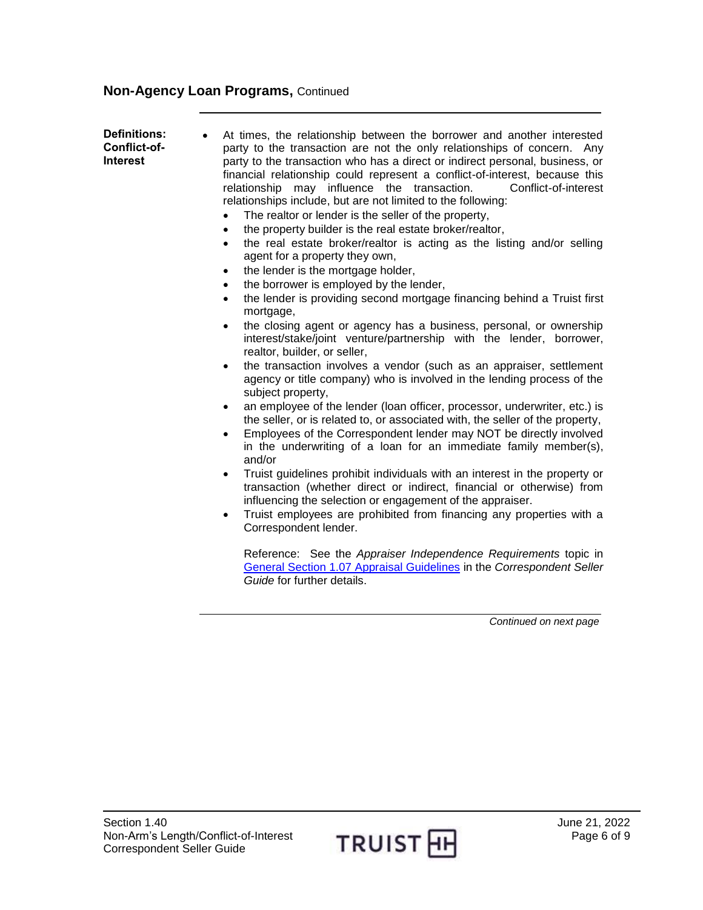## Non-Agency Loan Programs, Continued

**Definitions: Conflict-of-Interest**

- At times, the relationship between the borrower and another interested party to the transaction are not the only relationships of concern. Any party to the transaction who has a direct or indirect personal, business, or financial relationship could represent a conflict-of-interest, because this relationship may influence the transaction. Conflict-of-interest relationships include, but are not limited to the following:
  - The realtor or lender is the seller of the property,
  - the property builder is the real estate broker/realtor,
  - the real estate broker/realtor is acting as the listing and/or selling agent for a property they own,
  - the lender is the mortgage holder,
  - the borrower is employed by the lender,
  - the lender is providing second mortgage financing behind a Truist first mortgage,
  - the closing agent or agency has a business, personal, or ownership interest/stake/joint venture/partnership with the lender, borrower, realtor, builder, or seller,
  - the transaction involves a vendor (such as an appraiser, settlement agency or title company) who is involved in the lending process of the subject property,
  - an employee of the lender (loan officer, processor, underwriter, etc.) is the seller, or is related to, or associated with, the seller of the property,
  - Employees of the Correspondent lender may NOT be directly involved in the underwriting of a loan for an immediate family member(s), and/or
  - Truist guidelines prohibit individuals with an interest in the property or transaction (whether direct or indirect, financial or otherwise) from influencing the selection or engagement of the appraiser.
  - Truist employees are prohibited from financing any properties with a Correspondent lender.

  Reference: See the *Appraiser Independence Requirements* topic in General Section 1.07 Appraisal Guidelines in the *Correspondent Seller Guide* for further details.

*Continued on next page*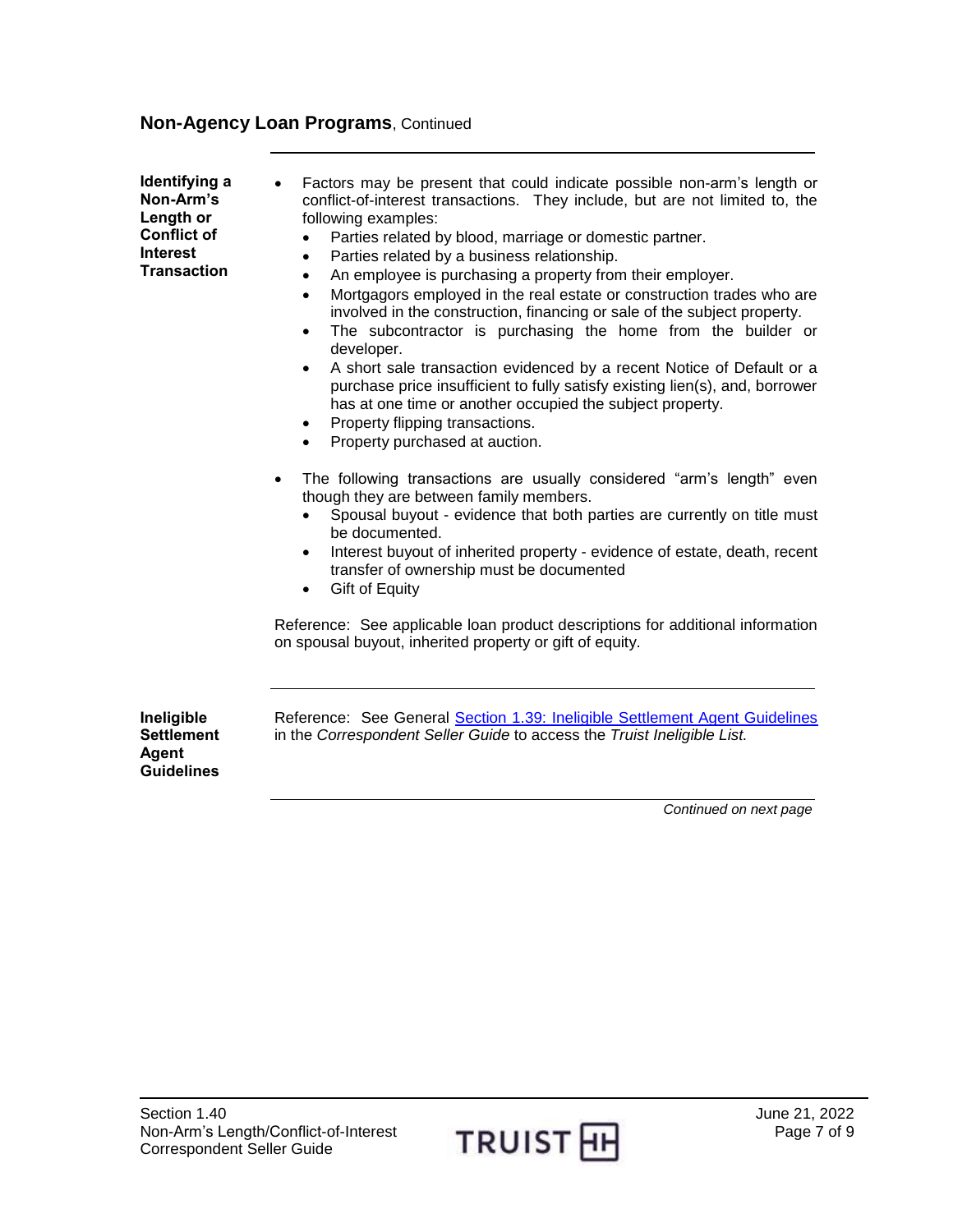## Non-Agency Loan Programs, Continued

### Identifying a Non-Arm's Length or Conflict of Interest Transaction

- Factors may be present that could indicate possible non-arm's length or conflict-of-interest transactions. They include, but are not limited to, the following examples:
  - Parties related by blood, marriage or domestic partner.
  - Parties related by a business relationship.
  - An employee is purchasing a property from their employer.
  - Mortgagors employed in the real estate or construction trades who are involved in the construction, financing or sale of the subject property.
  - The subcontractor is purchasing the home from the builder or developer.
  - A short sale transaction evidenced by a recent Notice of Default or a purchase price insufficient to fully satisfy existing lien(s), and, borrower has at one time or another occupied the subject property.
  - Property flipping transactions.
  - Property purchased at auction.

- The following transactions are usually considered "arm's length" even though they are between family members.
  - Spousal buyout - evidence that both parties are currently on title must be documented.
  - Interest buyout of inherited property - evidence of estate, death, recent transfer of ownership must be documented
  - Gift of Equity

Reference: See applicable loan product descriptions for additional information on spousal buyout, inherited property or gift of equity.

### Ineligible Settlement Agent Guidelines

Reference: See General Section 1.39: Ineligible Settlement Agent Guidelines in the *Correspondent Seller Guide* to access the *Truist Ineligible List.*

*Continued on next page*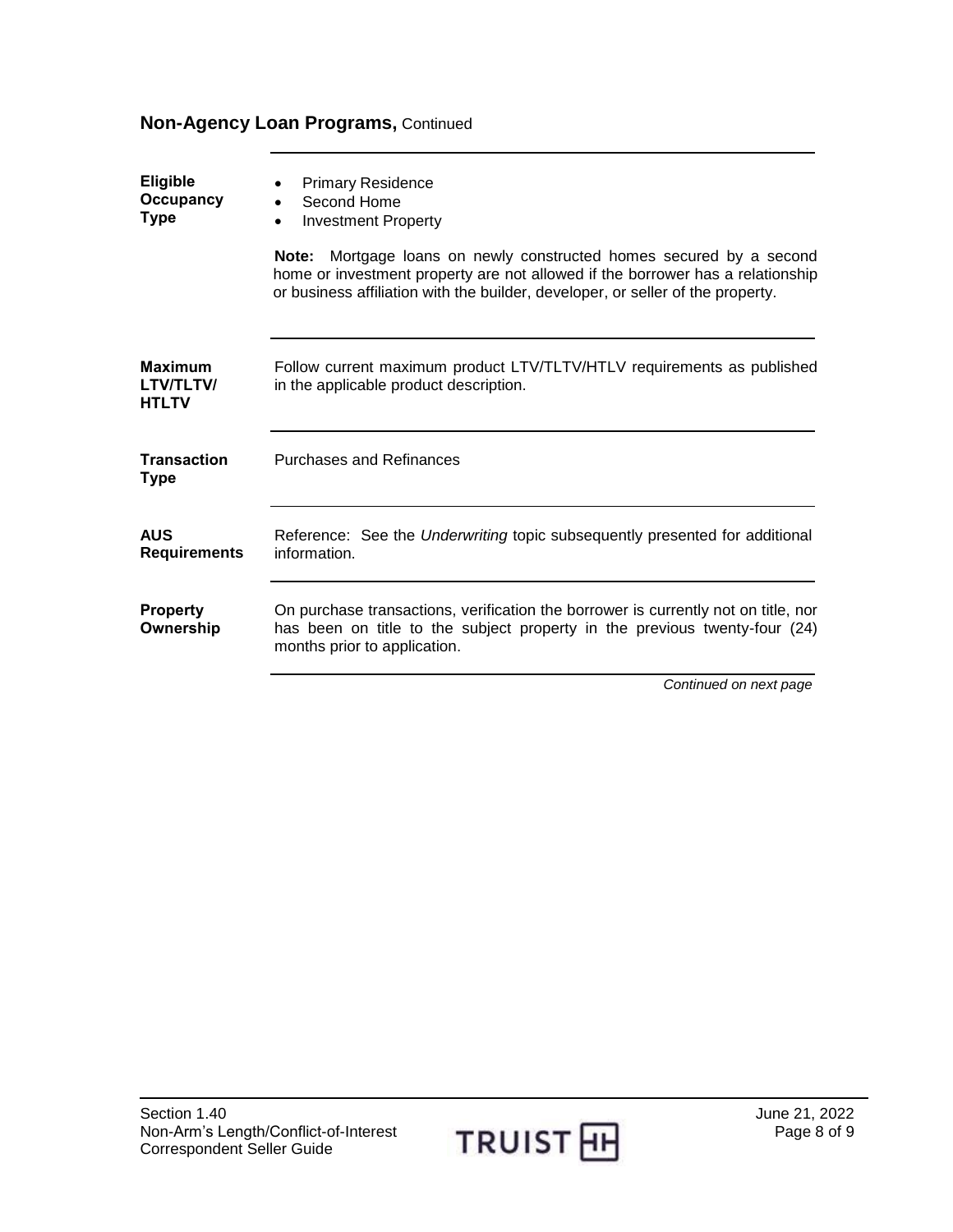## Non-Agency Loan Programs, Continued

**Eligible Occupancy Type**

- Primary Residence
- Second Home
- Investment Property

**Note:** Mortgage loans on newly constructed homes secured by a second home or investment property are not allowed if the borrower has a relationship or business affiliation with the builder, developer, or seller of the property.

**Maximum LTV/TLTV/HTLTV**

Follow current maximum product LTV/TLTV/HTLV requirements as published in the applicable product description.

**Transaction Type**

Purchases and Refinances

**AUS Requirements**

Reference: See the *Underwriting* topic subsequently presented for additional information.

**Property Ownership**

On purchase transactions, verification the borrower is currently not on title, nor has been on title to the subject property in the previous twenty-four (24) months prior to application.

*Continued on next page*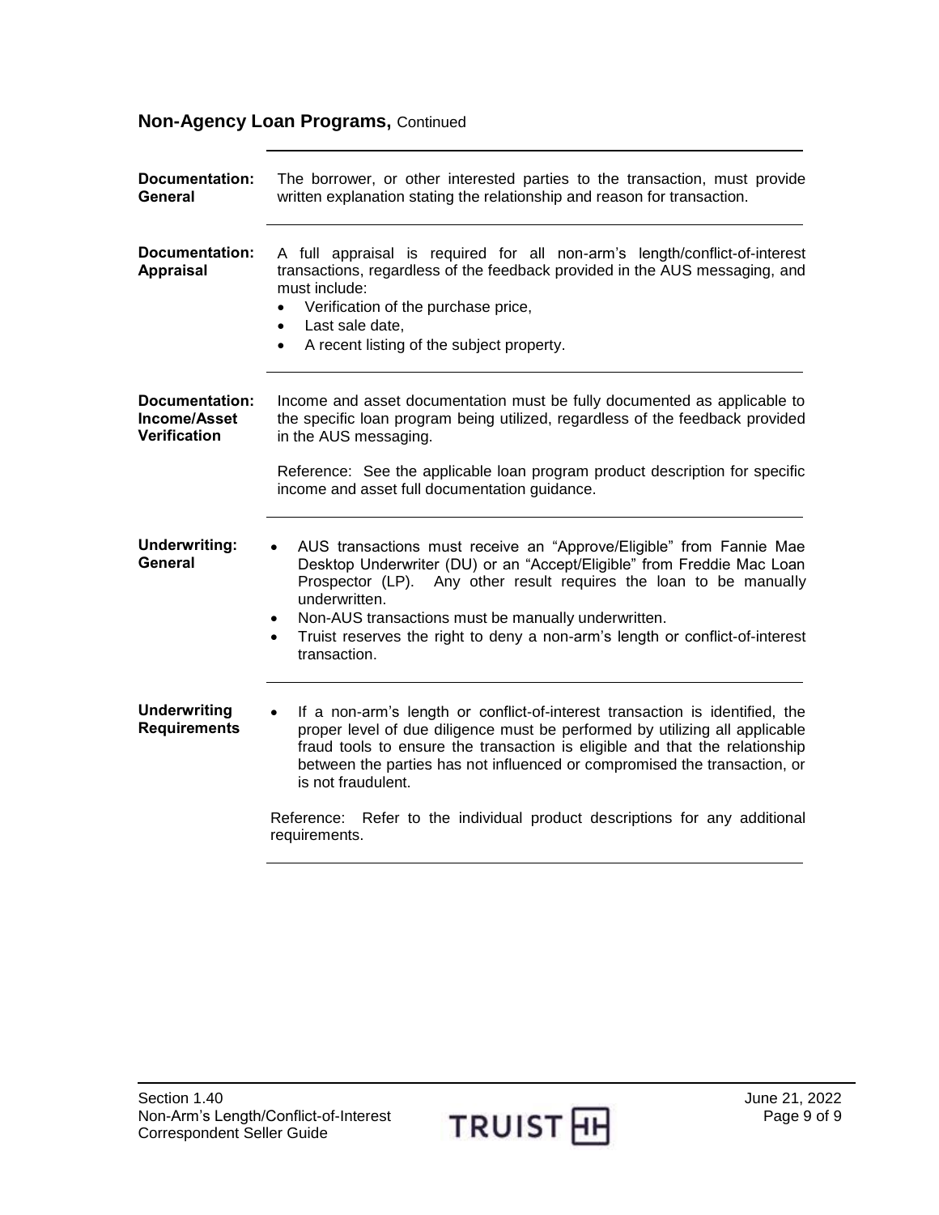## Non-Agency Loan Programs, Continued

**Documentation: General**

The borrower, or other interested parties to the transaction, must provide written explanation stating the relationship and reason for transaction.

**Documentation: Appraisal**

A full appraisal is required for all non-arm's length/conflict-of-interest transactions, regardless of the feedback provided in the AUS messaging, and must include:

- Verification of the purchase price,
- Last sale date,
- A recent listing of the subject property.

**Documentation: Income/Asset Verification**

Income and asset documentation must be fully documented as applicable to the specific loan program being utilized, regardless of the feedback provided in the AUS messaging.

Reference: See the applicable loan program product description for specific income and asset full documentation guidance.

**Underwriting: General**

- AUS transactions must receive an "Approve/Eligible" from Fannie Mae Desktop Underwriter (DU) or an "Accept/Eligible" from Freddie Mac Loan Prospector (LP). Any other result requires the loan to be manually underwritten.
- Non-AUS transactions must be manually underwritten.
- Truist reserves the right to deny a non-arm's length or conflict-of-interest transaction.

**Underwriting Requirements**

- If a non-arm's length or conflict-of-interest transaction is identified, the proper level of due diligence must be performed by utilizing all applicable fraud tools to ensure the transaction is eligible and that the relationship between the parties has not influenced or compromised the transaction, or is not fraudulent.

Reference: Refer to the individual product descriptions for any additional requirements.